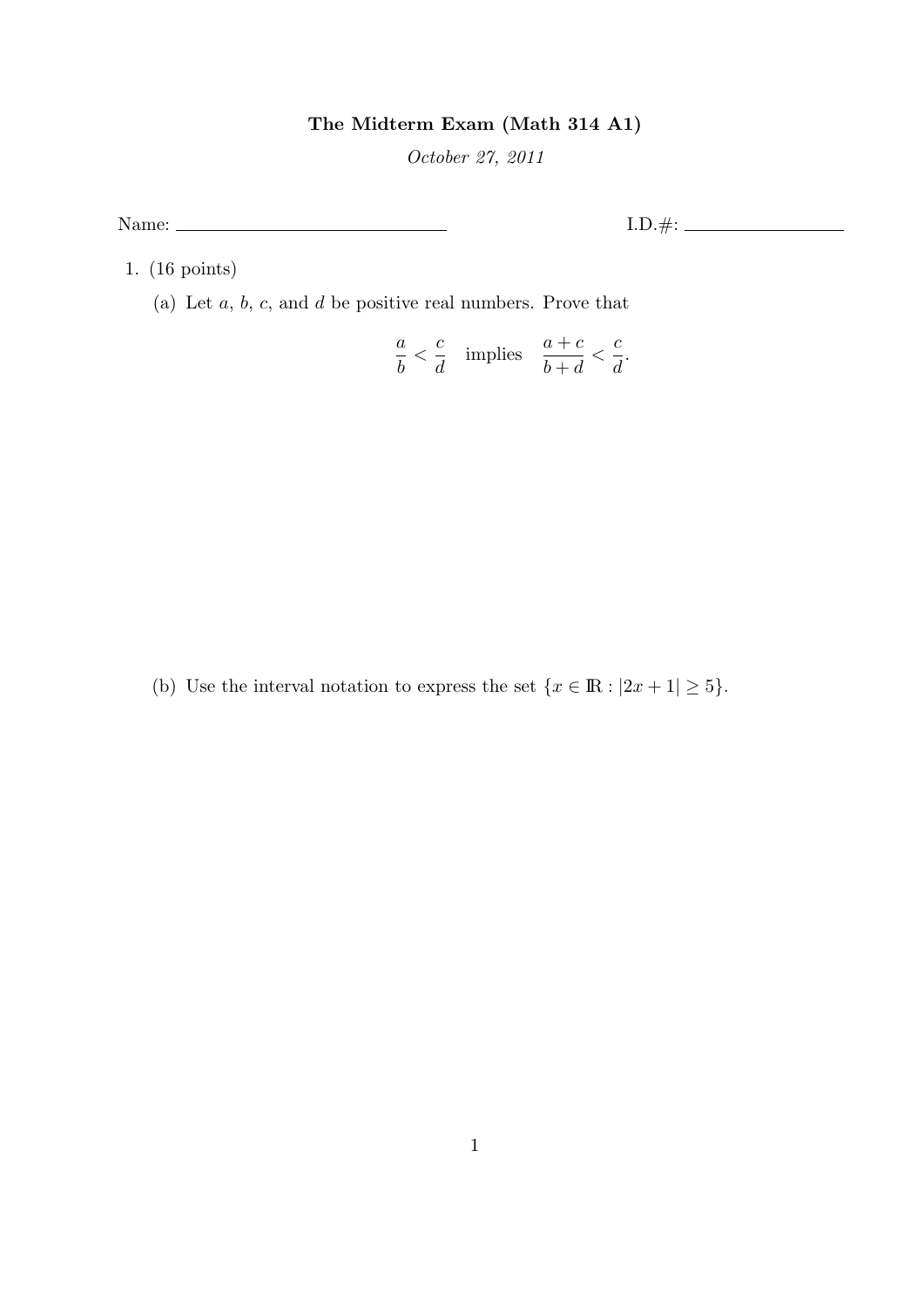# The Midterm Exam (Math 314 A1)

*October 27, 2011*

Name: \_\_\_\_\_\_\_\_\_\_\_\_\_\_\_\_\_\_\_\_\_\_\_\_ I.D.#: \_\_\_\_\_\_\_\_\_\_\_\_\_\_\_\_

1. (16 points)

   (a) Let $a$, $b$, $c$, and $d$ be positive real numbers. Prove that

   $$\frac{a}{b} < \frac{c}{d} \quad \text{implies} \quad \frac{a+c}{b+d} < \frac{c}{d}.$$

   (b) Use the interval notation to express the set $\{x \in \mathbb{R} : |2x+1| \geq 5\}$.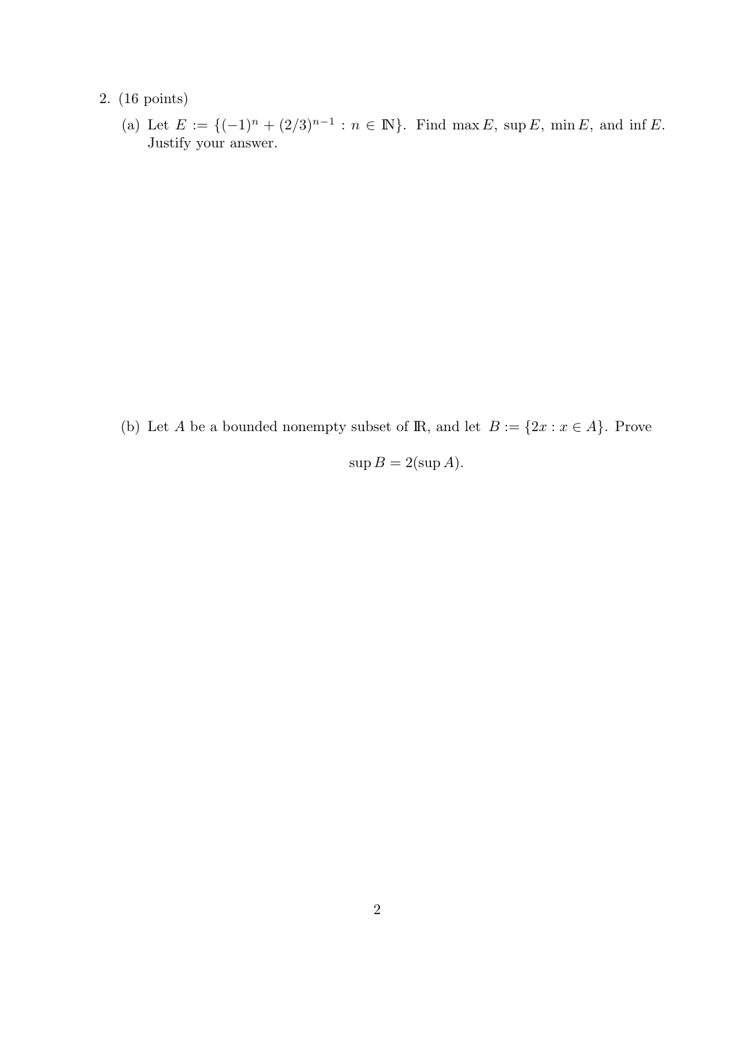2. (16 points)

(a) Let $E := \{(-1)^n + (2/3)^{n-1} : n \in \mathbb{N}\}$. Find $\max E$, $\sup E$, $\min E$, and $\inf E$. Justify your answer.

(b) Let $A$ be a bounded nonempty subset of $\mathbb{R}$, and let $B := \{2x : x \in A\}$. Prove

$$\sup B = 2(\sup A).$$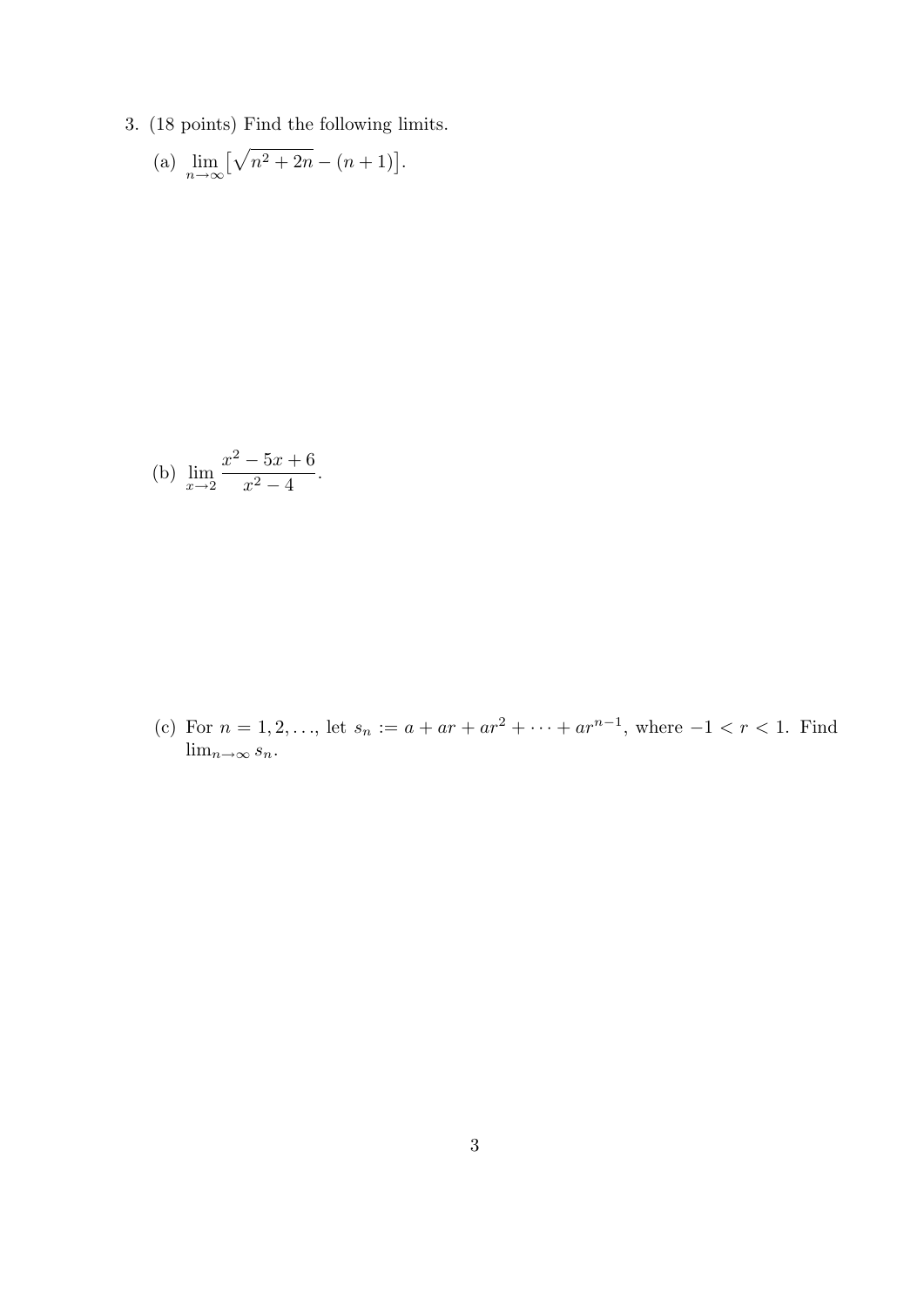3. (18 points) Find the following limits.

(a) $\lim_{n\to\infty}\left[\sqrt{n^2+2n}-(n+1)\right]$.

(b) $\lim_{x\to 2}\dfrac{x^2-5x+6}{x^2-4}$.

(c) For $n=1,2,\ldots$, let $s_n := a+ar+ar^2+\cdots+ar^{n-1}$, where $-1<r<1$. Find $\lim_{n\to\infty} s_n$.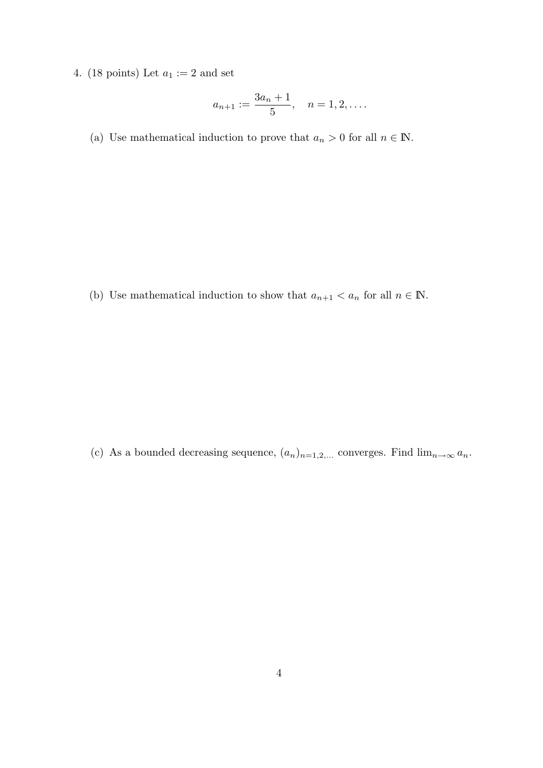4. (18 points) Let $a_1 := 2$ and set

$$a_{n+1} := \frac{3a_n + 1}{5}, \quad n = 1, 2, \ldots.$$

(a) Use mathematical induction to prove that $a_n > 0$ for all $n \in \mathbb{N}$.

(b) Use mathematical induction to show that $a_{n+1} < a_n$ for all $n \in \mathbb{N}$.

(c) As a bounded decreasing sequence, $(a_n)_{n=1,2,\ldots}$ converges. Find $\lim_{n\to\infty} a_n$.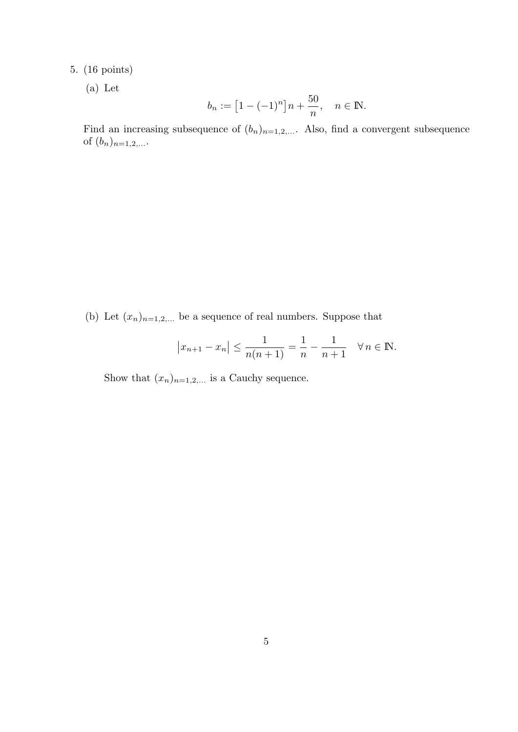5. (16 points)

   (a) Let

$$b_n := \big[1 - (-1)^n\big]\, n + \frac{50}{n}, \quad n \in \mathbb{N}.$$

   Find an increasing subsequence of $(b_n)_{n=1,2,\ldots}$. Also, find a convergent subsequence of $(b_n)_{n=1,2,\ldots}$.

   (b) Let $(x_n)_{n=1,2,\ldots}$ be a sequence of real numbers. Suppose that

$$\big|x_{n+1} - x_n\big| \le \frac{1}{n(n+1)} = \frac{1}{n} - \frac{1}{n+1} \quad \forall\, n \in \mathbb{N}.$$

   Show that $(x_n)_{n=1,2,\ldots}$ is a Cauchy sequence.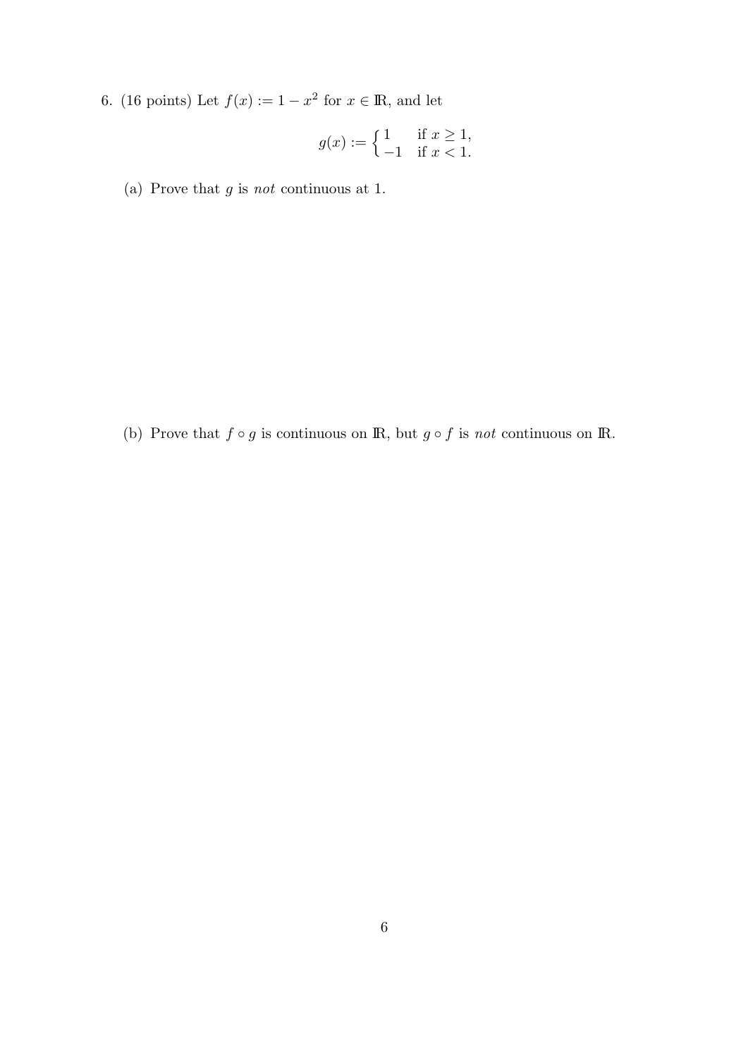6. (16 points) Let $f(x) := 1 - x^2$ for $x \in \mathbb{R}$, and let

$$g(x) := \begin{cases} 1 & \text{if } x \geq 1, \\ -1 & \text{if } x < 1. \end{cases}$$

(a) Prove that $g$ is *not* continuous at 1.

(b) Prove that $f \circ g$ is continuous on $\mathbb{R}$, but $g \circ f$ is *not* continuous on $\mathbb{R}$.